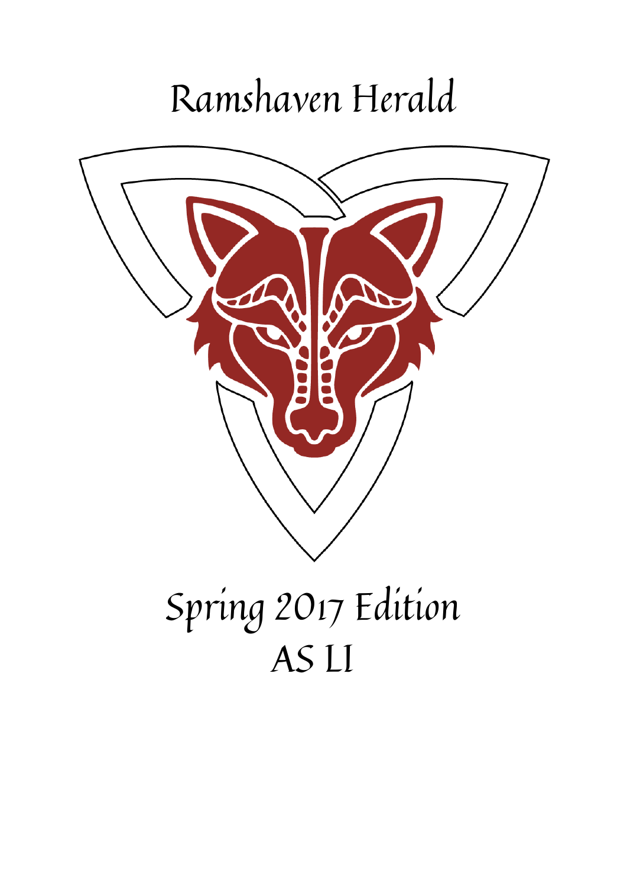# Ramshaven Herald

## Spring 2017 Edition
## AS LI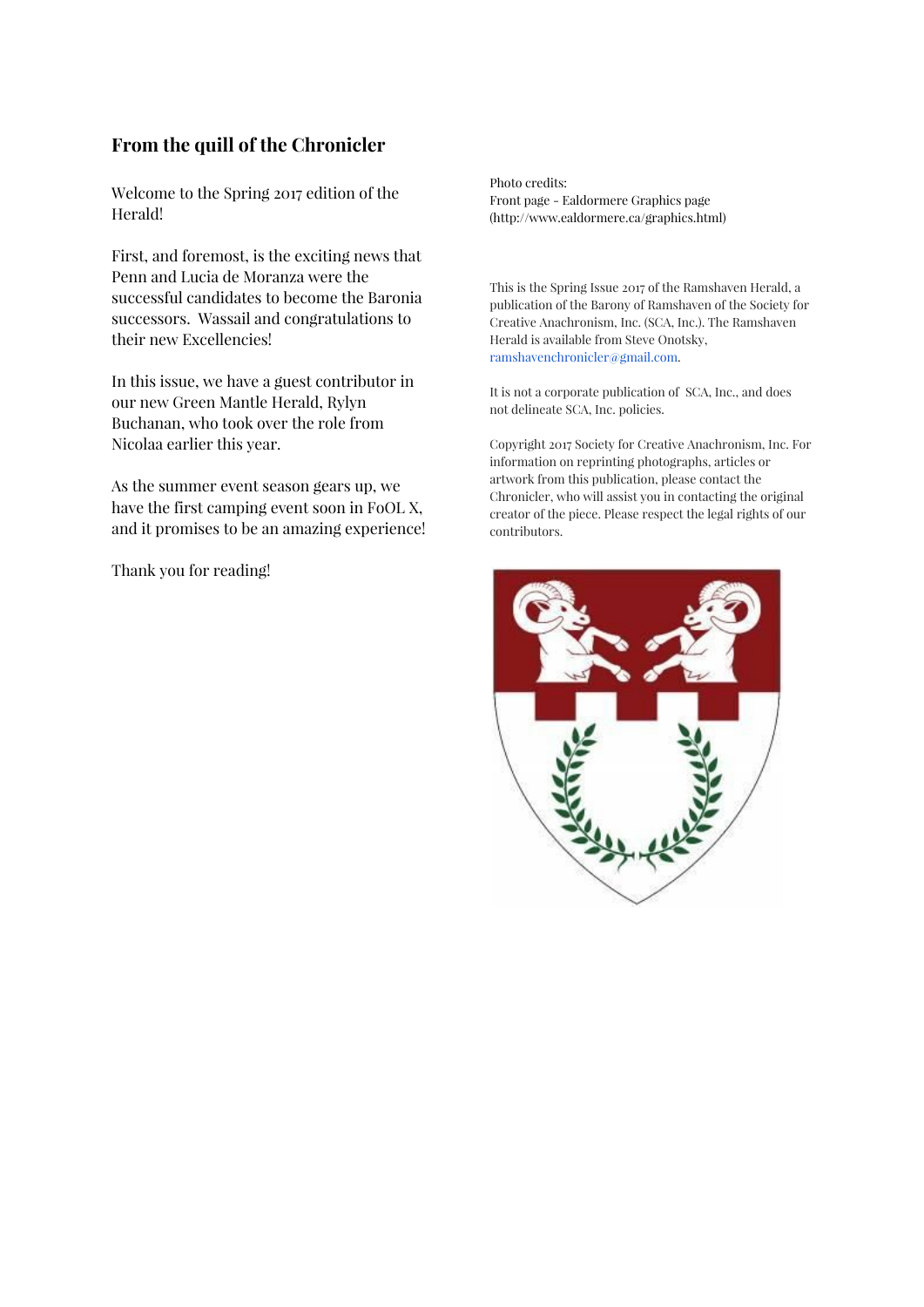## From the quill of the Chronicler

Welcome to the Spring 2017 edition of the Herald!

First, and foremost, is the exciting news that Penn and Lucia de Moranza were the successful candidates to become the Baronia successors. Wassail and congratulations to their new Excellencies!

In this issue, we have a guest contributor in our new Green Mantle Herald, Rylyn Buchanan, who took over the role from Nicolaa earlier this year.

As the summer event season gears up, we have the first camping event soon in FoOL X, and it promises to be an amazing experience!

Thank you for reading!

Photo credits:
Front page - Ealdormere Graphics page (http://www.ealdormere.ca/graphics.html)

This is the Spring Issue 2017 of the Ramshaven Herald, a publication of the Barony of Ramshaven of the Society for Creative Anachronism, Inc. (SCA, Inc.). The Ramshaven Herald is available from Steve Onotsky, ramshavenchronicler@gmail.com.

It is not a corporate publication of SCA, Inc., and does not delineate SCA, Inc. policies.

Copyright 2017 Society for Creative Anachronism, Inc. For information on reprinting photographs, articles or artwork from this publication, please contact the Chronicler, who will assist you in contacting the original creator of the piece. Please respect the legal rights of our contributors.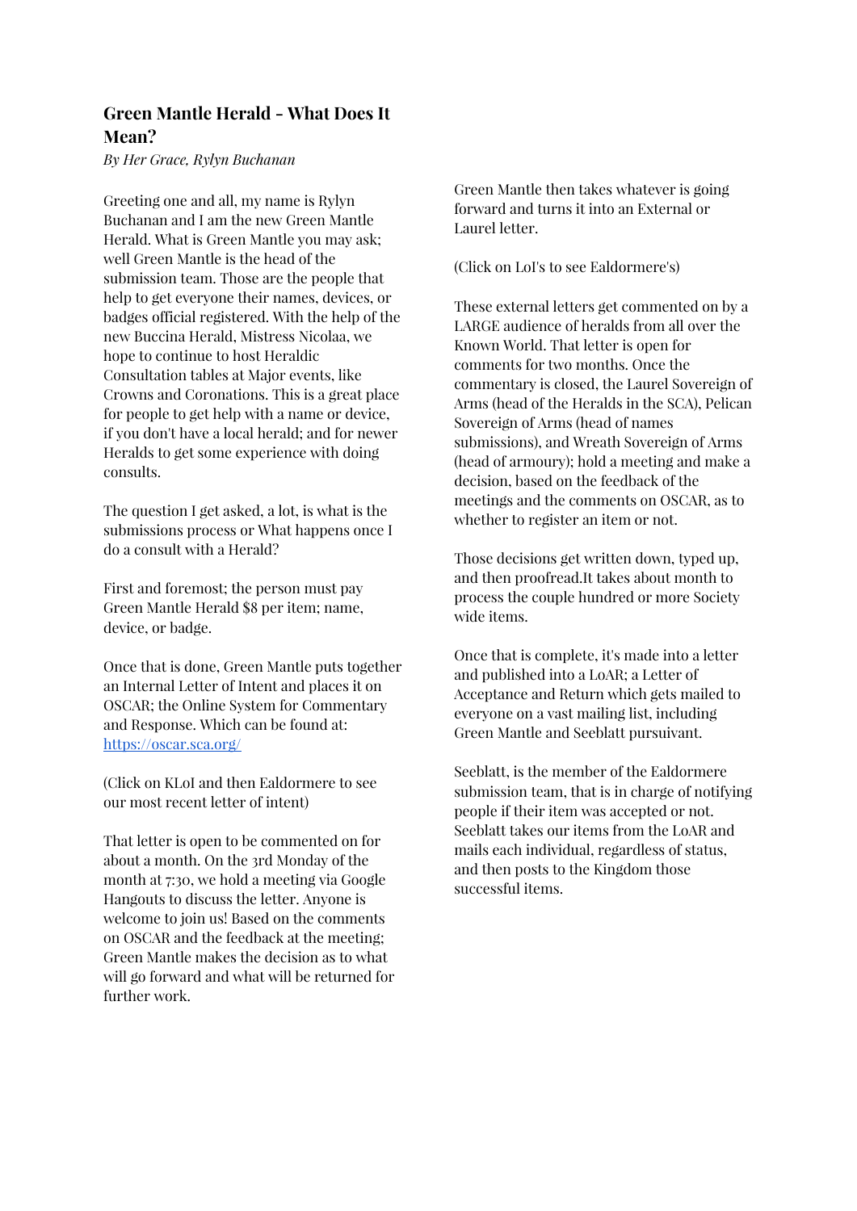## Green Mantle Herald - What Does It Mean?

*By Her Grace, Rylyn Buchanan*

Greeting one and all, my name is Rylyn Buchanan and I am the new Green Mantle Herald. What is Green Mantle you may ask; well Green Mantle is the head of the submission team. Those are the people that help to get everyone their names, devices, or badges official registered. With the help of the new Buccina Herald, Mistress Nicolaa, we hope to continue to host Heraldic Consultation tables at Major events, like Crowns and Coronations. This is a great place for people to get help with a name or device, if you don't have a local herald; and for newer Heralds to get some experience with doing consults.

The question I get asked, a lot, is what is the submissions process or What happens once I do a consult with a Herald?

First and foremost; the person must pay Green Mantle Herald $8 per item; name, device, or badge.

Once that is done, Green Mantle puts together an Internal Letter of Intent and places it on OSCAR; the Online System for Commentary and Response. Which can be found at: [https://oscar.sca.org/](https://oscar.sca.org/)

(Click on KLoI and then Ealdormere to see our most recent letter of intent)

That letter is open to be commented on for about a month. On the 3rd Monday of the month at 7:30, we hold a meeting via Google Hangouts to discuss the letter. Anyone is welcome to join us! Based on the comments on OSCAR and the feedback at the meeting; Green Mantle makes the decision as to what will go forward and what will be returned for further work.

Green Mantle then takes whatever is going forward and turns it into an External or Laurel letter.

(Click on LoI's to see Ealdormere's)

These external letters get commented on by a LARGE audience of heralds from all over the Known World. That letter is open for comments for two months. Once the commentary is closed, the Laurel Sovereign of Arms (head of the Heralds in the SCA), Pelican Sovereign of Arms (head of names submissions), and Wreath Sovereign of Arms (head of armoury); hold a meeting and make a decision, based on the feedback of the meetings and the comments on OSCAR, as to whether to register an item or not.

Those decisions get written down, typed up, and then proofread.It takes about month to process the couple hundred or more Society wide items.

Once that is complete, it's made into a letter and published into a LoAR; a Letter of Acceptance and Return which gets mailed to everyone on a vast mailing list, including Green Mantle and Seeblatt pursuivant.

Seeblatt, is the member of the Ealdormere submission team, that is in charge of notifying people if their item was accepted or not. Seeblatt takes our items from the LoAR and mails each individual, regardless of status, and then posts to the Kingdom those successful items.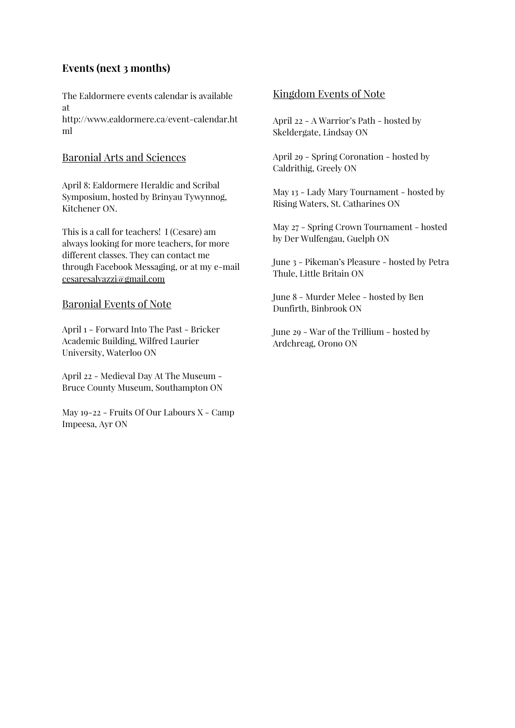## Events (next 3 months)

The Ealdormere events calendar is available at http://www.ealdormere.ca/event-calendar.html

### Baronial Arts and Sciences

April 8: Ealdormere Heraldic and Scribal Symposium, hosted by Brinyau Tywynnog, Kitchener ON.

This is a call for teachers! I (Cesare) am always looking for more teachers, for more different classes. They can contact me through Facebook Messaging, or at my e-mail cesaresalvazzi@gmail.com

### Baronial Events of Note

April 1 - Forward Into The Past - Bricker Academic Building, Wilfred Laurier University, Waterloo ON

April 22 - Medieval Day At The Museum - Bruce County Museum, Southampton ON

May 19-22 - Fruits Of Our Labours X - Camp Impeesa, Ayr ON

### Kingdom Events of Note

April 22 - A Warrior's Path - hosted by Skeldergate, Lindsay ON

April 29 - Spring Coronation - hosted by Caldrithig, Greely ON

May 13 - Lady Mary Tournament - hosted by Rising Waters, St. Catharines ON

May 27 - Spring Crown Tournament - hosted by Der Wulfengau, Guelph ON

June 3 - Pikeman's Pleasure - hosted by Petra Thule, Little Britain ON

June 8 - Murder Melee - hosted by Ben Dunfirth, Binbrook ON

June 29 - War of the Trillium - hosted by Ardchreag, Orono ON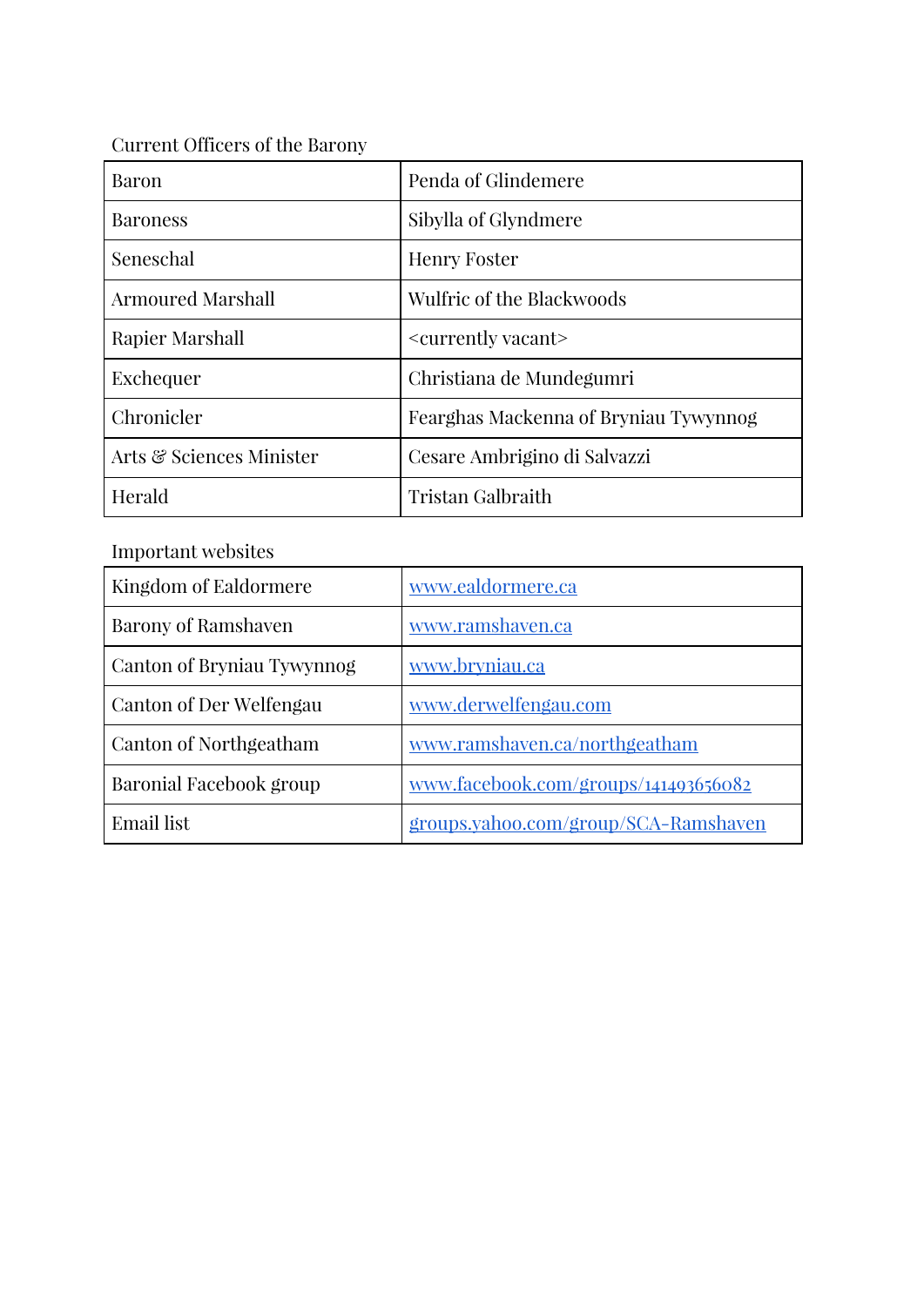Current Officers of the Barony

| | |
|---|---|
| Baron | Penda of Glindemere |
| Baroness | Sibylla of Glyndmere |
| Seneschal | Henry Foster |
| Armoured Marshall | Wulfric of the Blackwoods |
| Rapier Marshall | <currently vacant> |
| Exchequer | Christiana de Mundegumri |
| Chronicler | Fearghas Mackenna of Bryniau Tywynnog |
| Arts & Sciences Minister | Cesare Ambrigino di Salvazzi |
| Herald | Tristan Galbraith |

Important websites

| | |
|---|---|
| Kingdom of Ealdormere | www.ealdormere.ca |
| Barony of Ramshaven | www.ramshaven.ca |
| Canton of Bryniau Tywynnog | www.bryniau.ca |
| Canton of Der Welfengau | www.derwelfengau.com |
| Canton of Northgeatham | www.ramshaven.ca/northgeatham |
| Baronial Facebook group | www.facebook.com/groups/141493656082 |
| Email list | groups.yahoo.com/group/SCA-Ramshaven |